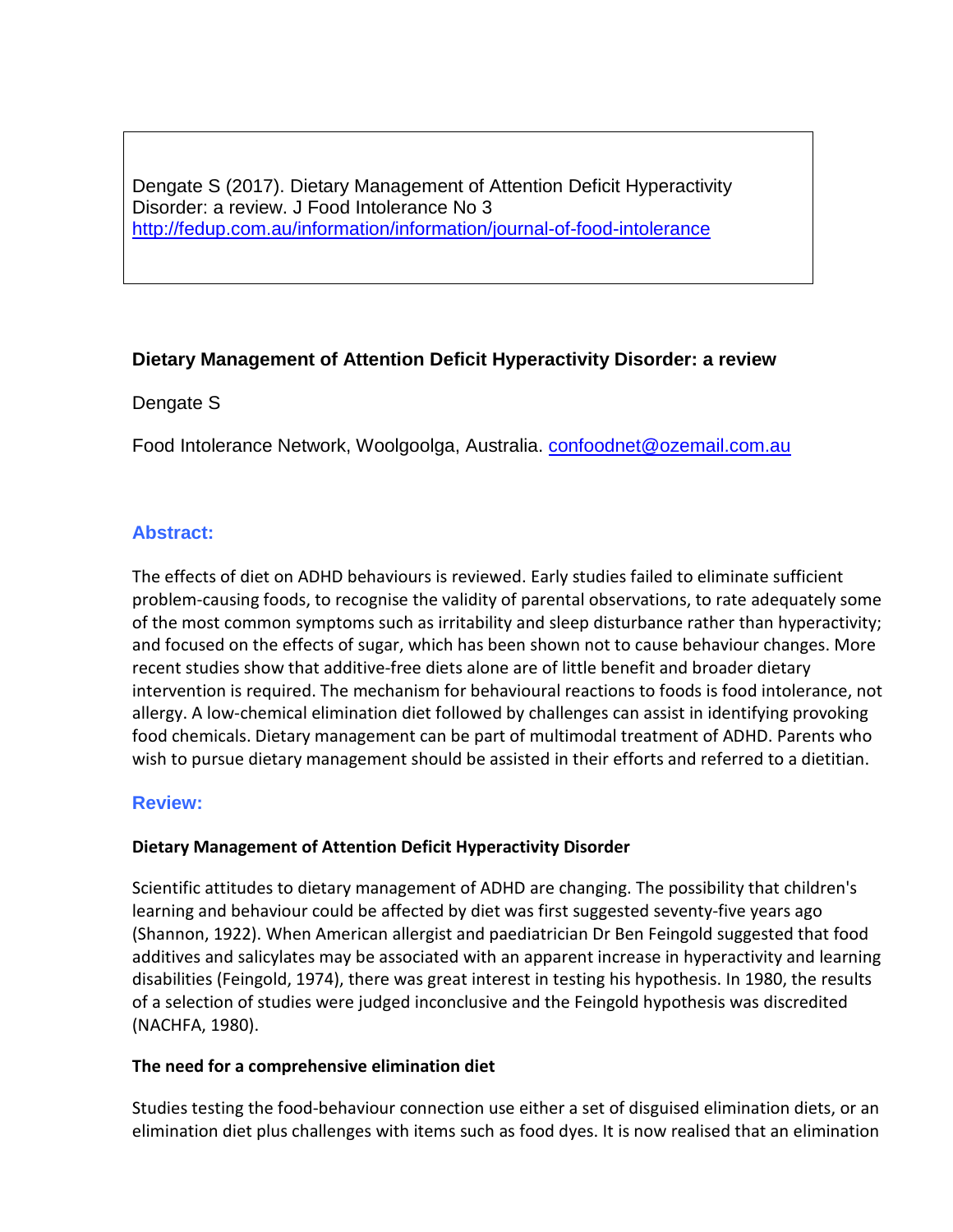Dengate S (2017). Dietary Management of Attention Deficit Hyperactivity Disorder: a review. J Food Intolerance No 3 http://fedup.com.au/information/information/journal-of-food-intolerance

## Dietary Management of Attention Deficit Hyperactivity Disorder: a review

Dengate S

Food Intolerance Network, Woolgoolga, Australia. confoodnet@ozemail.com.au

### Abstract:

The effects of diet on ADHD behaviours is reviewed. Early studies failed to eliminate sufficient problem-causing foods, to recognise the validity of parental observations, to rate adequately some of the most common symptoms such as irritability and sleep disturbance rather than hyperactivity; and focused on the effects of sugar, which has been shown not to cause behaviour changes. More recent studies show that additive-free diets alone are of little benefit and broader dietary intervention is required. The mechanism for behavioural reactions to foods is food intolerance, not allergy. A low-chemical elimination diet followed by challenges can assist in identifying provoking food chemicals. Dietary management can be part of multimodal treatment of ADHD. Parents who wish to pursue dietary management should be assisted in their efforts and referred to a dietitian.

### Review:

**Dietary Management of Attention Deficit Hyperactivity Disorder**

Scientific attitudes to dietary management of ADHD are changing. The possibility that children's learning and behaviour could be affected by diet was first suggested seventy-five years ago (Shannon, 1922). When American allergist and paediatrician Dr Ben Feingold suggested that food additives and salicylates may be associated with an apparent increase in hyperactivity and learning disabilities (Feingold, 1974), there was great interest in testing his hypothesis. In 1980, the results of a selection of studies were judged inconclusive and the Feingold hypothesis was discredited (NACHFA, 1980).

**The need for a comprehensive elimination diet**

Studies testing the food-behaviour connection use either a set of disguised elimination diets, or an elimination diet plus challenges with items such as food dyes. It is now realised that an elimination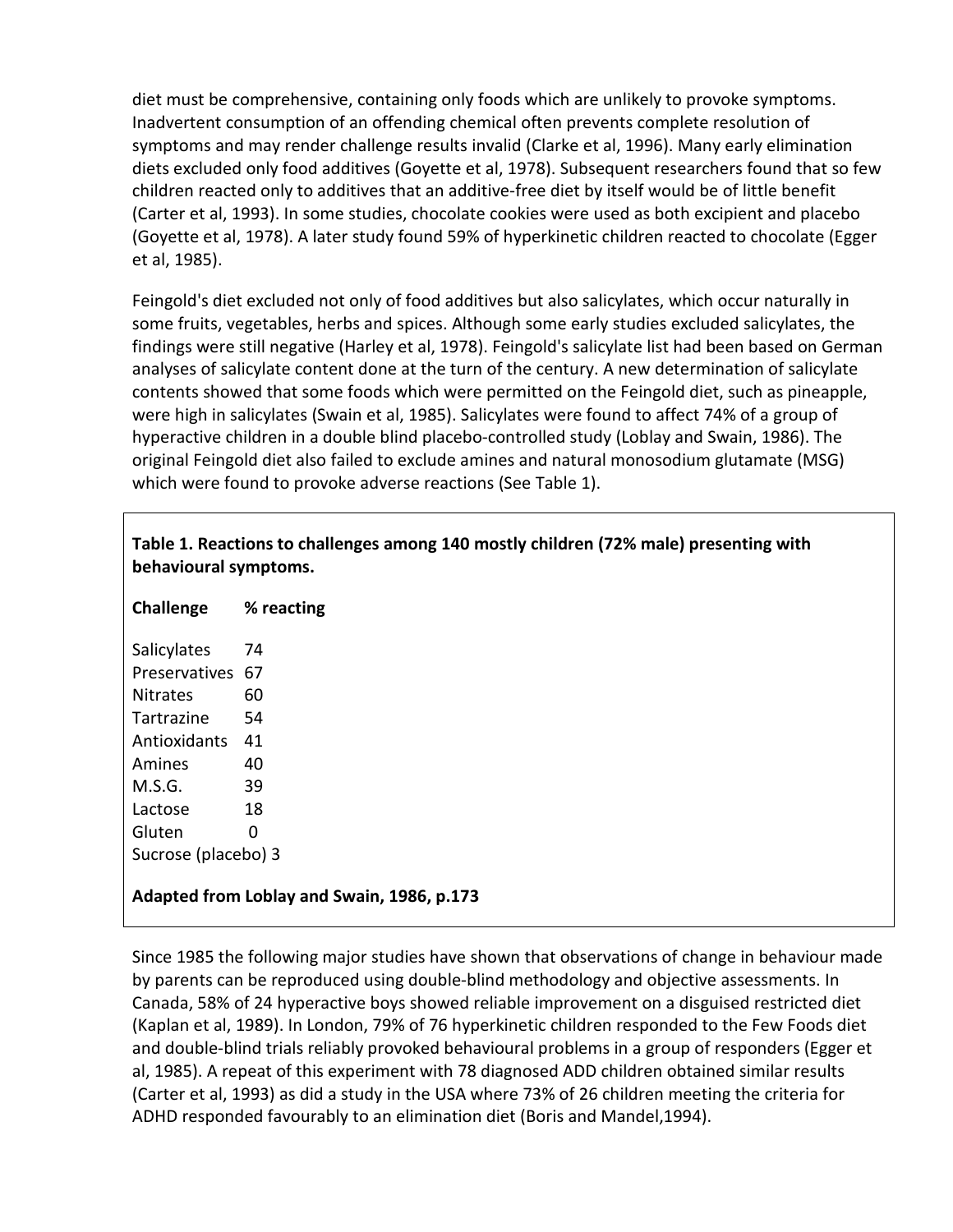diet must be comprehensive, containing only foods which are unlikely to provoke symptoms. Inadvertent consumption of an offending chemical often prevents complete resolution of symptoms and may render challenge results invalid (Clarke et al, 1996). Many early elimination diets excluded only food additives (Goyette et al, 1978). Subsequent researchers found that so few children reacted only to additives that an additive-free diet by itself would be of little benefit (Carter et al, 1993). In some studies, chocolate cookies were used as both excipient and placebo (Goyette et al, 1978). A later study found 59% of hyperkinetic children reacted to chocolate (Egger et al, 1985).

Feingold's diet excluded not only of food additives but also salicylates, which occur naturally in some fruits, vegetables, herbs and spices. Although some early studies excluded salicylates, the findings were still negative (Harley et al, 1978). Feingold's salicylate list had been based on German analyses of salicylate content done at the turn of the century. A new determination of salicylate contents showed that some foods which were permitted on the Feingold diet, such as pineapple, were high in salicylates (Swain et al, 1985). Salicylates were found to affect 74% of a group of hyperactive children in a double blind placebo-controlled study (Loblay and Swain, 1986). The original Feingold diet also failed to exclude amines and natural monosodium glutamate (MSG) which were found to provoke adverse reactions (See Table 1).

**Table 1. Reactions to challenges among 140 mostly children (72% male) presenting with behavioural symptoms.**

| Challenge | % reacting |
|---|---|
| Salicylates | 74 |
| Preservatives | 67 |
| Nitrates | 60 |
| Tartrazine | 54 |
| Antioxidants | 41 |
| Amines | 40 |
| M.S.G. | 39 |
| Lactose | 18 |
| Gluten | 0 |
| Sucrose (placebo) | 3 |

**Adapted from Loblay and Swain, 1986, p.173**

Since 1985 the following major studies have shown that observations of change in behaviour made by parents can be reproduced using double-blind methodology and objective assessments. In Canada, 58% of 24 hyperactive boys showed reliable improvement on a disguised restricted diet (Kaplan et al, 1989). In London, 79% of 76 hyperkinetic children responded to the Few Foods diet and double-blind trials reliably provoked behavioural problems in a group of responders (Egger et al, 1985). A repeat of this experiment with 78 diagnosed ADD children obtained similar results (Carter et al, 1993) as did a study in the USA where 73% of 26 children meeting the criteria for ADHD responded favourably to an elimination diet (Boris and Mandel,1994).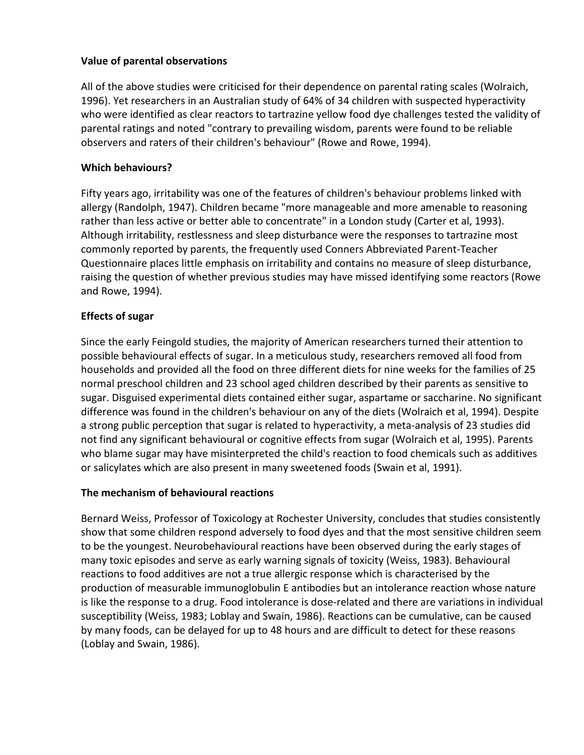**Value of parental observations**

All of the above studies were criticised for their dependence on parental rating scales (Wolraich, 1996). Yet researchers in an Australian study of 64% of 34 children with suspected hyperactivity who were identified as clear reactors to tartrazine yellow food dye challenges tested the validity of parental ratings and noted "contrary to prevailing wisdom, parents were found to be reliable observers and raters of their children's behaviour" (Rowe and Rowe, 1994).

**Which behaviours?**

Fifty years ago, irritability was one of the features of children's behaviour problems linked with allergy (Randolph, 1947). Children became "more manageable and more amenable to reasoning rather than less active or better able to concentrate" in a London study (Carter et al, 1993). Although irritability, restlessness and sleep disturbance were the responses to tartrazine most commonly reported by parents, the frequently used Conners Abbreviated Parent-Teacher Questionnaire places little emphasis on irritability and contains no measure of sleep disturbance, raising the question of whether previous studies may have missed identifying some reactors (Rowe and Rowe, 1994).

**Effects of sugar**

Since the early Feingold studies, the majority of American researchers turned their attention to possible behavioural effects of sugar. In a meticulous study, researchers removed all food from households and provided all the food on three different diets for nine weeks for the families of 25 normal preschool children and 23 school aged children described by their parents as sensitive to sugar. Disguised experimental diets contained either sugar, aspartame or saccharine. No significant difference was found in the children's behaviour on any of the diets (Wolraich et al, 1994). Despite a strong public perception that sugar is related to hyperactivity, a meta-analysis of 23 studies did not find any significant behavioural or cognitive effects from sugar (Wolraich et al, 1995). Parents who blame sugar may have misinterpreted the child's reaction to food chemicals such as additives or salicylates which are also present in many sweetened foods (Swain et al, 1991).

**The mechanism of behavioural reactions**

Bernard Weiss, Professor of Toxicology at Rochester University, concludes that studies consistently show that some children respond adversely to food dyes and that the most sensitive children seem to be the youngest. Neurobehavioural reactions have been observed during the early stages of many toxic episodes and serve as early warning signals of toxicity (Weiss, 1983). Behavioural reactions to food additives are not a true allergic response which is characterised by the production of measurable immunoglobulin E antibodies but an intolerance reaction whose nature is like the response to a drug. Food intolerance is dose-related and there are variations in individual susceptibility (Weiss, 1983; Loblay and Swain, 1986). Reactions can be cumulative, can be caused by many foods, can be delayed for up to 48 hours and are difficult to detect for these reasons (Loblay and Swain, 1986).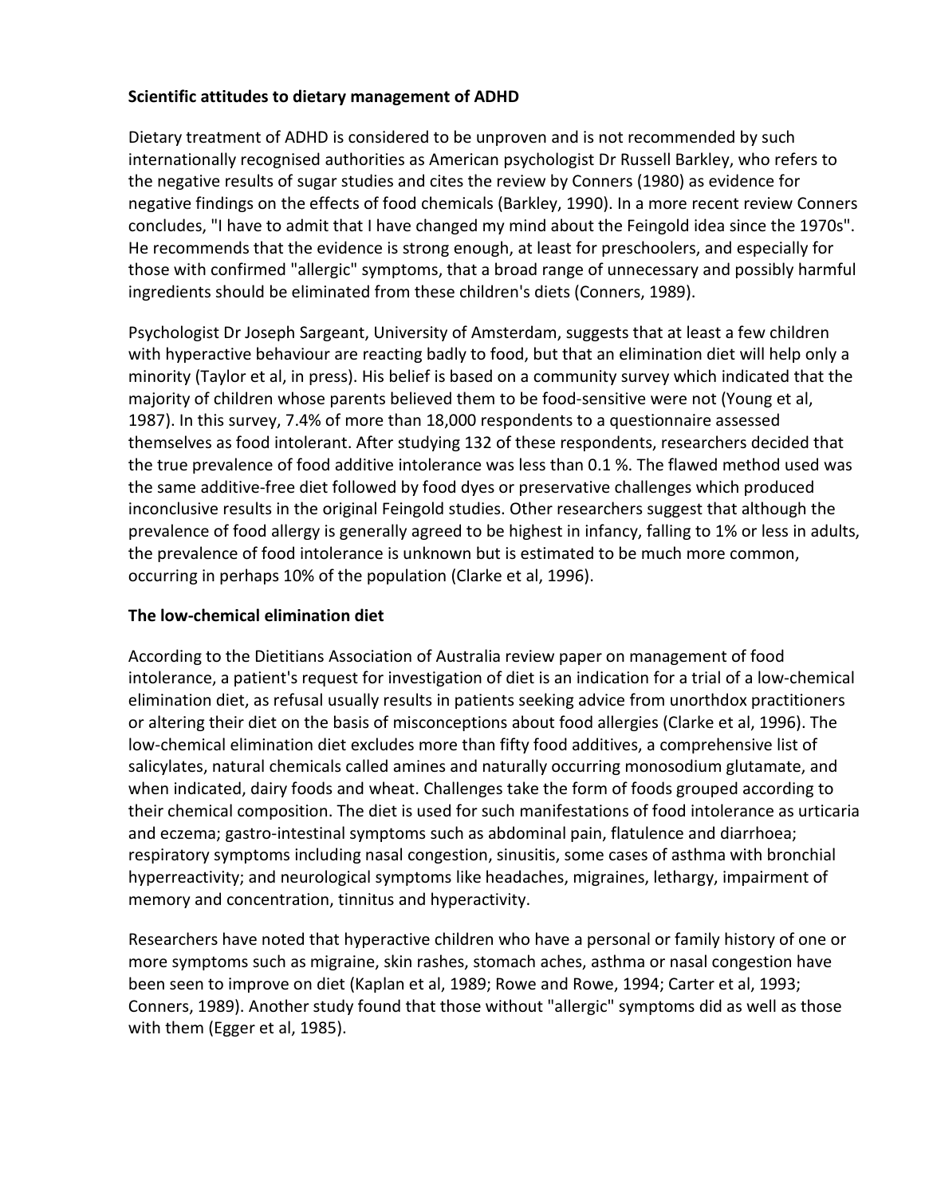### Scientific attitudes to dietary management of ADHD

Dietary treatment of ADHD is considered to be unproven and is not recommended by such internationally recognised authorities as American psychologist Dr Russell Barkley, who refers to the negative results of sugar studies and cites the review by Conners (1980) as evidence for negative findings on the effects of food chemicals (Barkley, 1990). In a more recent review Conners concludes, "I have to admit that I have changed my mind about the Feingold idea since the 1970s". He recommends that the evidence is strong enough, at least for preschoolers, and especially for those with confirmed "allergic" symptoms, that a broad range of unnecessary and possibly harmful ingredients should be eliminated from these children's diets (Conners, 1989).

Psychologist Dr Joseph Sargeant, University of Amsterdam, suggests that at least a few children with hyperactive behaviour are reacting badly to food, but that an elimination diet will help only a minority (Taylor et al, in press). His belief is based on a community survey which indicated that the majority of children whose parents believed them to be food-sensitive were not (Young et al, 1987). In this survey, 7.4% of more than 18,000 respondents to a questionnaire assessed themselves as food intolerant. After studying 132 of these respondents, researchers decided that the true prevalence of food additive intolerance was less than 0.1 %. The flawed method used was the same additive-free diet followed by food dyes or preservative challenges which produced inconclusive results in the original Feingold studies. Other researchers suggest that although the prevalence of food allergy is generally agreed to be highest in infancy, falling to 1% or less in adults, the prevalence of food intolerance is unknown but is estimated to be much more common, occurring in perhaps 10% of the population (Clarke et al, 1996).

### The low-chemical elimination diet

According to the Dietitians Association of Australia review paper on management of food intolerance, a patient's request for investigation of diet is an indication for a trial of a low-chemical elimination diet, as refusal usually results in patients seeking advice from unorthdox practitioners or altering their diet on the basis of misconceptions about food allergies (Clarke et al, 1996). The low-chemical elimination diet excludes more than fifty food additives, a comprehensive list of salicylates, natural chemicals called amines and naturally occurring monosodium glutamate, and when indicated, dairy foods and wheat. Challenges take the form of foods grouped according to their chemical composition. The diet is used for such manifestations of food intolerance as urticaria and eczema; gastro-intestinal symptoms such as abdominal pain, flatulence and diarrhoea; respiratory symptoms including nasal congestion, sinusitis, some cases of asthma with bronchial hyperreactivity; and neurological symptoms like headaches, migraines, lethargy, impairment of memory and concentration, tinnitus and hyperactivity.

Researchers have noted that hyperactive children who have a personal or family history of one or more symptoms such as migraine, skin rashes, stomach aches, asthma or nasal congestion have been seen to improve on diet (Kaplan et al, 1989; Rowe and Rowe, 1994; Carter et al, 1993; Conners, 1989). Another study found that those without "allergic" symptoms did as well as those with them (Egger et al, 1985).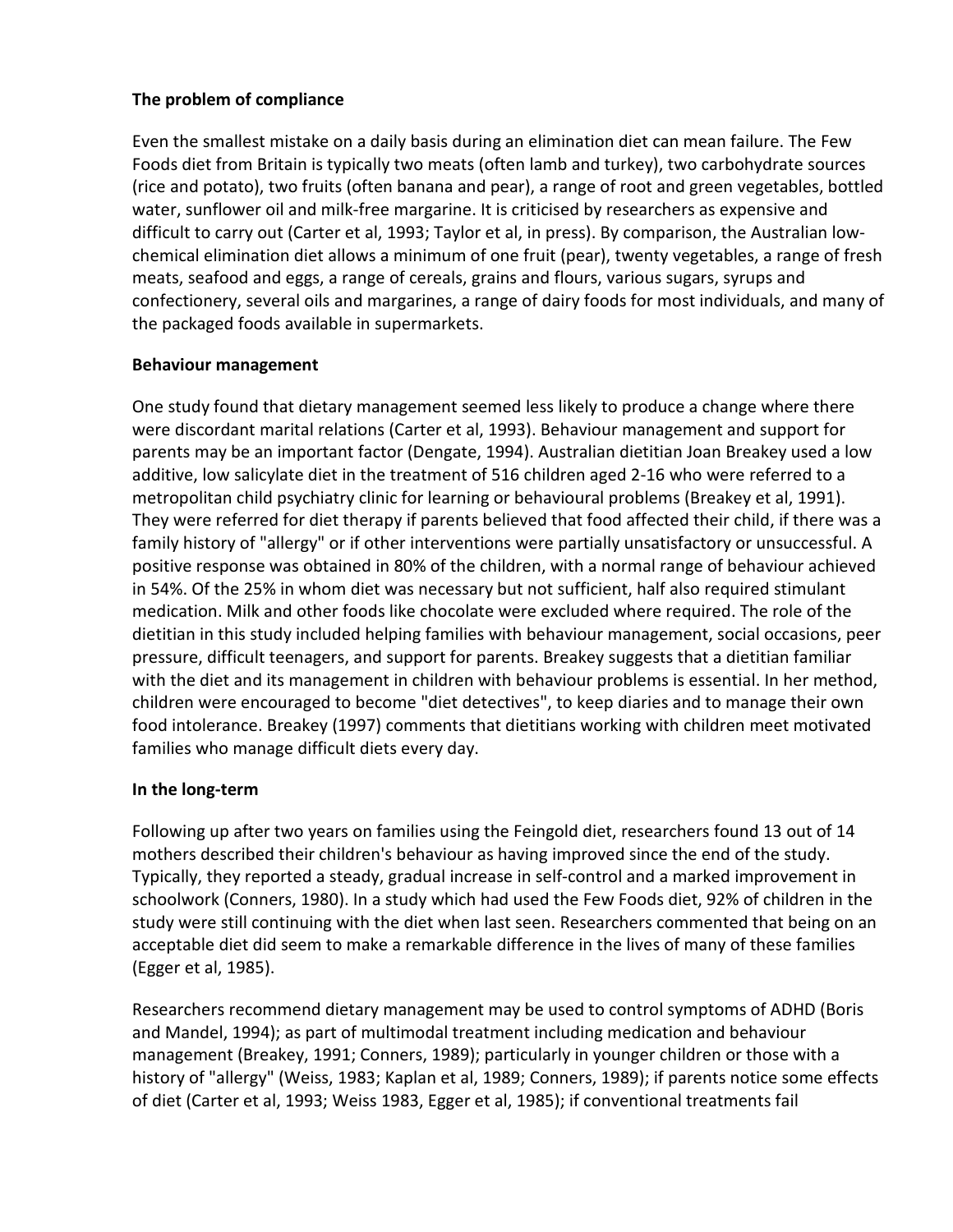**The problem of compliance**

Even the smallest mistake on a daily basis during an elimination diet can mean failure. The Few Foods diet from Britain is typically two meats (often lamb and turkey), two carbohydrate sources (rice and potato), two fruits (often banana and pear), a range of root and green vegetables, bottled water, sunflower oil and milk-free margarine. It is criticised by researchers as expensive and difficult to carry out (Carter et al, 1993; Taylor et al, in press). By comparison, the Australian low-chemical elimination diet allows a minimum of one fruit (pear), twenty vegetables, a range of fresh meats, seafood and eggs, a range of cereals, grains and flours, various sugars, syrups and confectionery, several oils and margarines, a range of dairy foods for most individuals, and many of the packaged foods available in supermarkets.

**Behaviour management**

One study found that dietary management seemed less likely to produce a change where there were discordant marital relations (Carter et al, 1993). Behaviour management and support for parents may be an important factor (Dengate, 1994). Australian dietitian Joan Breakey used a low additive, low salicylate diet in the treatment of 516 children aged 2-16 who were referred to a metropolitan child psychiatry clinic for learning or behavioural problems (Breakey et al, 1991). They were referred for diet therapy if parents believed that food affected their child, if there was a family history of "allergy" or if other interventions were partially unsatisfactory or unsuccessful. A positive response was obtained in 80% of the children, with a normal range of behaviour achieved in 54%. Of the 25% in whom diet was necessary but not sufficient, half also required stimulant medication. Milk and other foods like chocolate were excluded where required. The role of the dietitian in this study included helping families with behaviour management, social occasions, peer pressure, difficult teenagers, and support for parents. Breakey suggests that a dietitian familiar with the diet and its management in children with behaviour problems is essential. In her method, children were encouraged to become "diet detectives", to keep diaries and to manage their own food intolerance. Breakey (1997) comments that dietitians working with children meet motivated families who manage difficult diets every day.

**In the long-term**

Following up after two years on families using the Feingold diet, researchers found 13 out of 14 mothers described their children's behaviour as having improved since the end of the study. Typically, they reported a steady, gradual increase in self-control and a marked improvement in schoolwork (Conners, 1980). In a study which had used the Few Foods diet, 92% of children in the study were still continuing with the diet when last seen. Researchers commented that being on an acceptable diet did seem to make a remarkable difference in the lives of many of these families (Egger et al, 1985).

Researchers recommend dietary management may be used to control symptoms of ADHD (Boris and Mandel, 1994); as part of multimodal treatment including medication and behaviour management (Breakey, 1991; Conners, 1989); particularly in younger children or those with a history of "allergy" (Weiss, 1983; Kaplan et al, 1989; Conners, 1989); if parents notice some effects of diet (Carter et al, 1993; Weiss 1983, Egger et al, 1985); if conventional treatments fail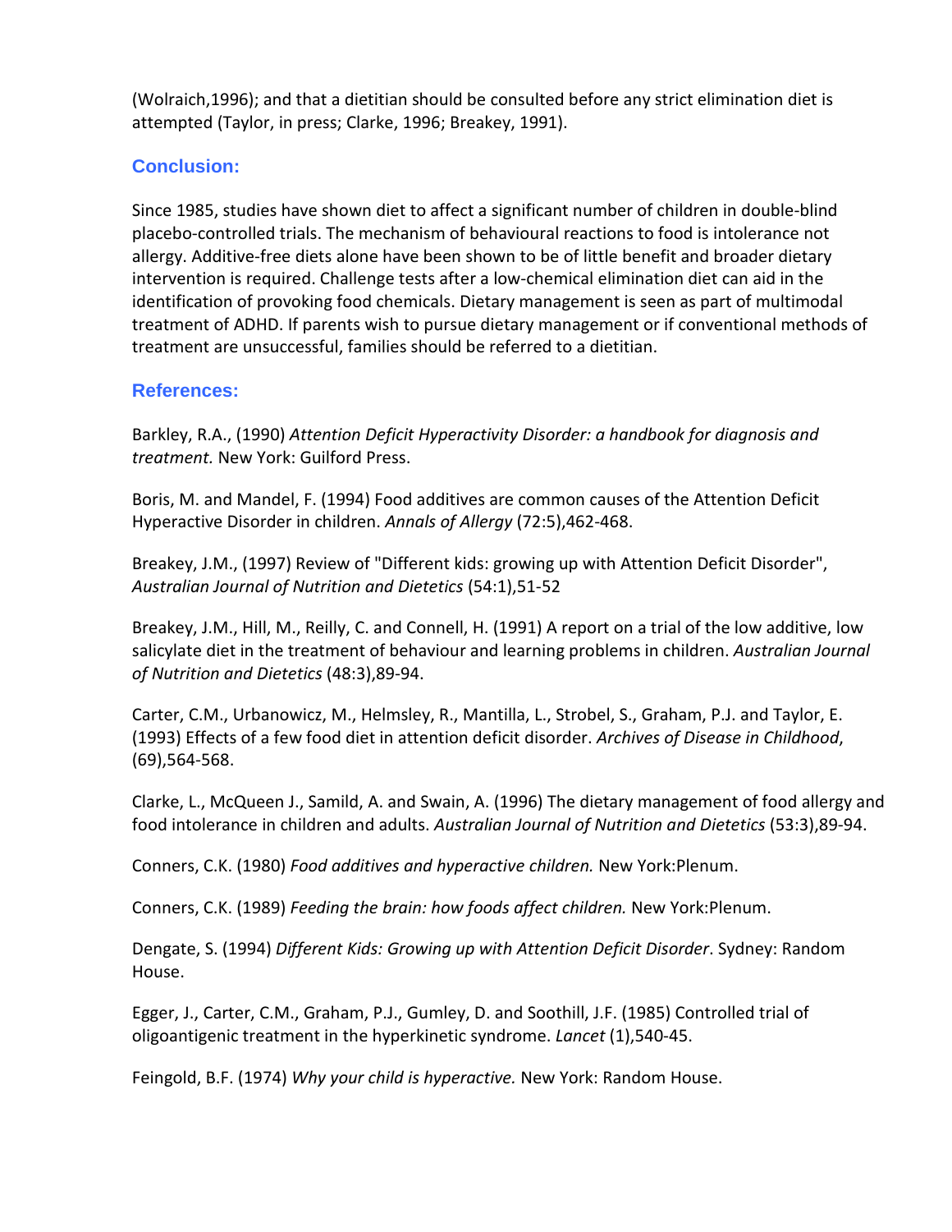(Wolraich,1996); and that a dietitian should be consulted before any strict elimination diet is attempted (Taylor, in press; Clarke, 1996; Breakey, 1991).

## Conclusion:

Since 1985, studies have shown diet to affect a significant number of children in double-blind placebo-controlled trials. The mechanism of behavioural reactions to food is intolerance not allergy. Additive-free diets alone have been shown to be of little benefit and broader dietary intervention is required. Challenge tests after a low-chemical elimination diet can aid in the identification of provoking food chemicals. Dietary management is seen as part of multimodal treatment of ADHD. If parents wish to pursue dietary management or if conventional methods of treatment are unsuccessful, families should be referred to a dietitian.

## References:

Barkley, R.A., (1990) *Attention Deficit Hyperactivity Disorder: a handbook for diagnosis and treatment.* New York: Guilford Press.

Boris, M. and Mandel, F. (1994) Food additives are common causes of the Attention Deficit Hyperactive Disorder in children. *Annals of Allergy* (72:5),462-468.

Breakey, J.M., (1997) Review of "Different kids: growing up with Attention Deficit Disorder", *Australian Journal of Nutrition and Dietetics* (54:1),51-52

Breakey, J.M., Hill, M., Reilly, C. and Connell, H. (1991) A report on a trial of the low additive, low salicylate diet in the treatment of behaviour and learning problems in children. *Australian Journal of Nutrition and Dietetics* (48:3),89-94.

Carter, C.M., Urbanowicz, M., Helmsley, R., Mantilla, L., Strobel, S., Graham, P.J. and Taylor, E. (1993) Effects of a few food diet in attention deficit disorder. *Archives of Disease in Childhood*, (69),564-568.

Clarke, L., McQueen J., Samild, A. and Swain, A. (1996) The dietary management of food allergy and food intolerance in children and adults. *Australian Journal of Nutrition and Dietetics* (53:3),89-94.

Conners, C.K. (1980) *Food additives and hyperactive children.* New York:Plenum.

Conners, C.K. (1989) *Feeding the brain: how foods affect children.* New York:Plenum.

Dengate, S. (1994) *Different Kids: Growing up with Attention Deficit Disorder*. Sydney: Random House.

Egger, J., Carter, C.M., Graham, P.J., Gumley, D. and Soothill, J.F. (1985) Controlled trial of oligoantigenic treatment in the hyperkinetic syndrome. *Lancet* (1),540-45.

Feingold, B.F. (1974) *Why your child is hyperactive.* New York: Random House.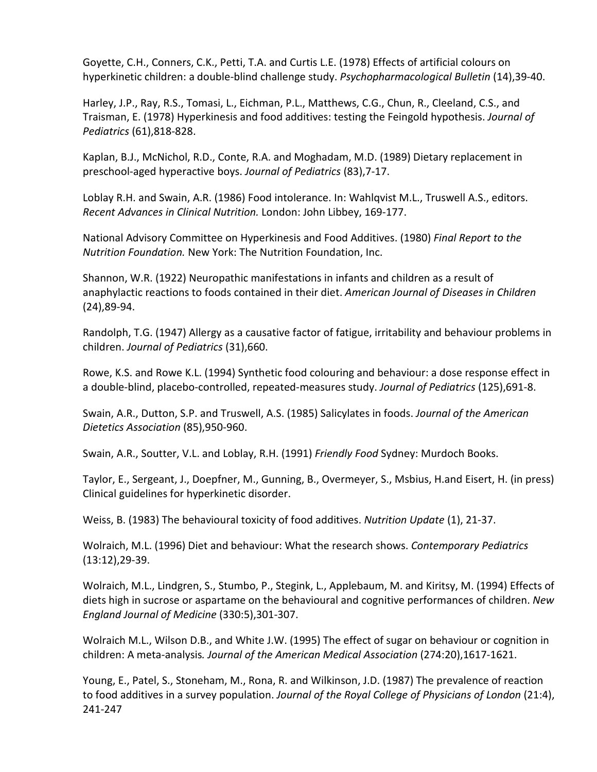Goyette, C.H., Conners, C.K., Petti, T.A. and Curtis L.E. (1978) Effects of artificial colours on hyperkinetic children: a double-blind challenge study. *Psychopharmacological Bulletin* (14),39-40.

Harley, J.P., Ray, R.S., Tomasi, L., Eichman, P.L., Matthews, C.G., Chun, R., Cleeland, C.S., and Traisman, E. (1978) Hyperkinesis and food additives: testing the Feingold hypothesis. *Journal of Pediatrics* (61),818-828.

Kaplan, B.J., McNichol, R.D., Conte, R.A. and Moghadam, M.D. (1989) Dietary replacement in preschool-aged hyperactive boys. *Journal of Pediatrics* (83),7-17.

Loblay R.H. and Swain, A.R. (1986) Food intolerance. In: Wahlqvist M.L., Truswell A.S., editors. *Recent Advances in Clinical Nutrition.* London: John Libbey, 169-177.

National Advisory Committee on Hyperkinesis and Food Additives. (1980) *Final Report to the Nutrition Foundation.* New York: The Nutrition Foundation, Inc.

Shannon, W.R. (1922) Neuropathic manifestations in infants and children as a result of anaphylactic reactions to foods contained in their diet. *American Journal of Diseases in Children* (24),89-94.

Randolph, T.G. (1947) Allergy as a causative factor of fatigue, irritability and behaviour problems in children. *Journal of Pediatrics* (31),660.

Rowe, K.S. and Rowe K.L. (1994) Synthetic food colouring and behaviour: a dose response effect in a double-blind, placebo-controlled, repeated-measures study. *Journal of Pediatrics* (125),691-8.

Swain, A.R., Dutton, S.P. and Truswell, A.S. (1985) Salicylates in foods. *Journal of the American Dietetics Association* (85),950-960.

Swain, A.R., Soutter, V.L. and Loblay, R.H. (1991) *Friendly Food* Sydney: Murdoch Books.

Taylor, E., Sergeant, J., Doepfner, M., Gunning, B., Overmeyer, S., Msbius, H.and Eisert, H. (in press) Clinical guidelines for hyperkinetic disorder.

Weiss, B. (1983) The behavioural toxicity of food additives. *Nutrition Update* (1), 21-37.

Wolraich, M.L. (1996) Diet and behaviour: What the research shows. *Contemporary Pediatrics* (13:12),29-39.

Wolraich, M.L., Lindgren, S., Stumbo, P., Stegink, L., Applebaum, M. and Kiritsy, M. (1994) Effects of diets high in sucrose or aspartame on the behavioural and cognitive performances of children. *New England Journal of Medicine* (330:5),301-307.

Wolraich M.L., Wilson D.B., and White J.W. (1995) The effect of sugar on behaviour or cognition in children: A meta-analysis*. Journal of the American Medical Association* (274:20),1617-1621.

Young, E., Patel, S., Stoneham, M., Rona, R. and Wilkinson, J.D. (1987) The prevalence of reaction to food additives in a survey population. *Journal of the Royal College of Physicians of London* (21:4), 241-247